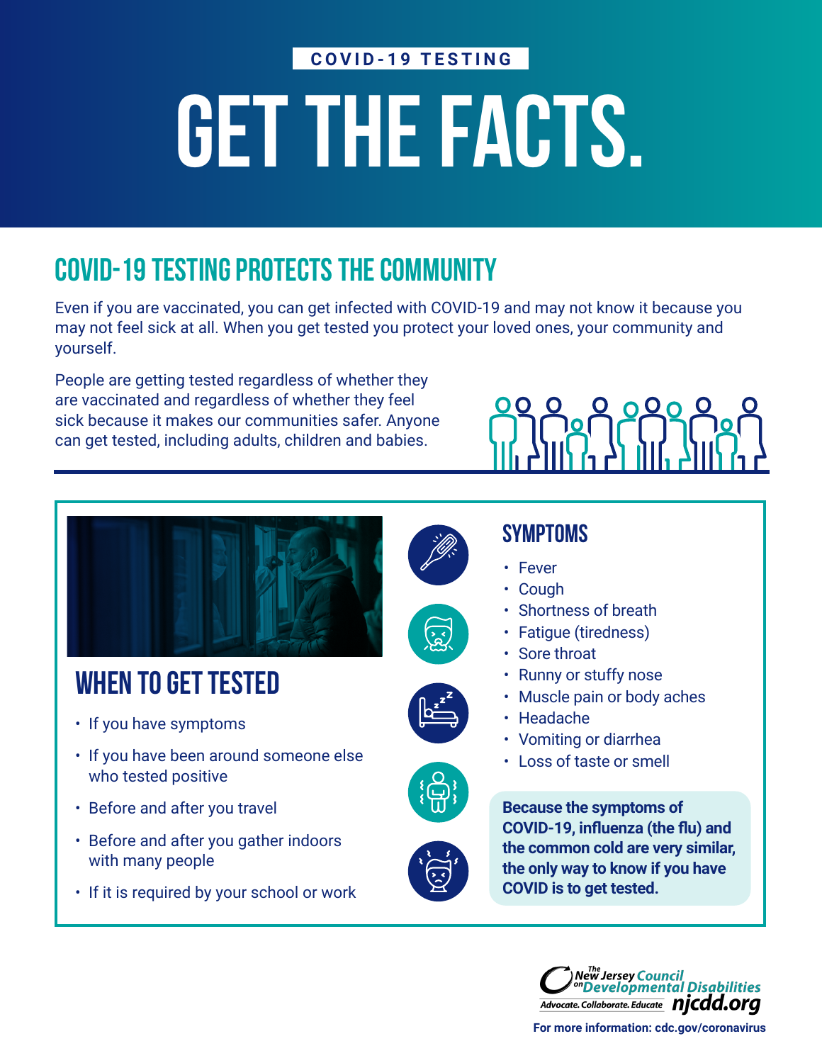COVID-19 TESTING

# GET THE FACTS.

## COVID-19 TESTING PROTECTS THE COMMUNITY

Even if you are vaccinated, you can get infected with COVID-19 and may not know it because you may not feel sick at all. When you get tested you protect your loved ones, your community and yourself.

People are getting tested regardless of whether they are vaccinated and regardless of whether they feel sick because it makes our communities safer. Anyone can get tested, including adults, children and babies.

## WHEN TO GET TESTED

- If you have symptoms
- If you have been around someone else who tested positive
- Before and after you travel
- Before and after you gather indoors with many people
- If it is required by your school or work

## SYMPTOMS

- Fever
- Cough
- Shortness of breath
- Fatigue (tiredness)
- Sore throat
- Runny or stuffy nose
- Muscle pain or body aches
- Headache
- Vomiting or diarrhea
- Loss of taste or smell

**Because the symptoms of COVID-19, influenza (the flu) and the common cold are very similar, the only way to know if you have COVID is to get tested.**

The New Jersey Council on Developmental Disabilities
Advocate. Collaborate. Educate. njcdd.org

**For more information: cdc.gov/coronavirus**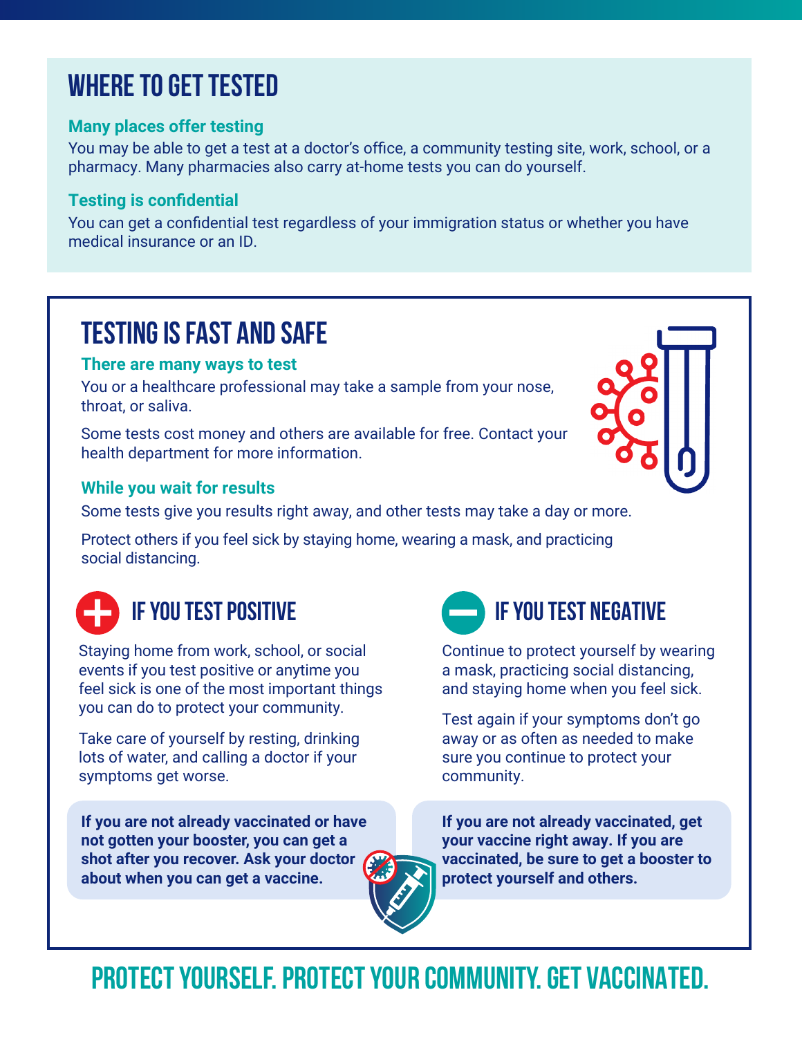## WHERE TO GET TESTED

### Many places offer testing

You may be able to get a test at a doctor's office, a community testing site, work, school, or a pharmacy. Many pharmacies also carry at-home tests you can do yourself.

### Testing is confidential

You can get a confidential test regardless of your immigration status or whether you have medical insurance or an ID.

## TESTING IS FAST AND SAFE

### There are many ways to test

You or a healthcare professional may take a sample from your nose, throat, or saliva.

Some tests cost money and others are available for free. Contact your health department for more information.

### While you wait for results

Some tests give you results right away, and other tests may take a day or more.

Protect others if you feel sick by staying home, wearing a mask, and practicing social distancing.

## IF YOU TEST POSITIVE

Staying home from work, school, or social events if you test positive or anytime you feel sick is one of the most important things you can do to protect your community.

Take care of yourself by resting, drinking lots of water, and calling a doctor if your symptoms get worse.

**If you are not already vaccinated or have not gotten your booster, you can get a shot after you recover. Ask your doctor about when you can get a vaccine.**

## IF YOU TEST NEGATIVE

Continue to protect yourself by wearing a mask, practicing social distancing, and staying home when you feel sick.

Test again if your symptoms don't go away or as often as needed to make sure you continue to protect your community.

**If you are not already vaccinated, get your vaccine right away. If you are vaccinated, be sure to get a booster to protect yourself and others.**

## PROTECT YOURSELF. PROTECT YOUR COMMUNITY. GET VACCINATED.